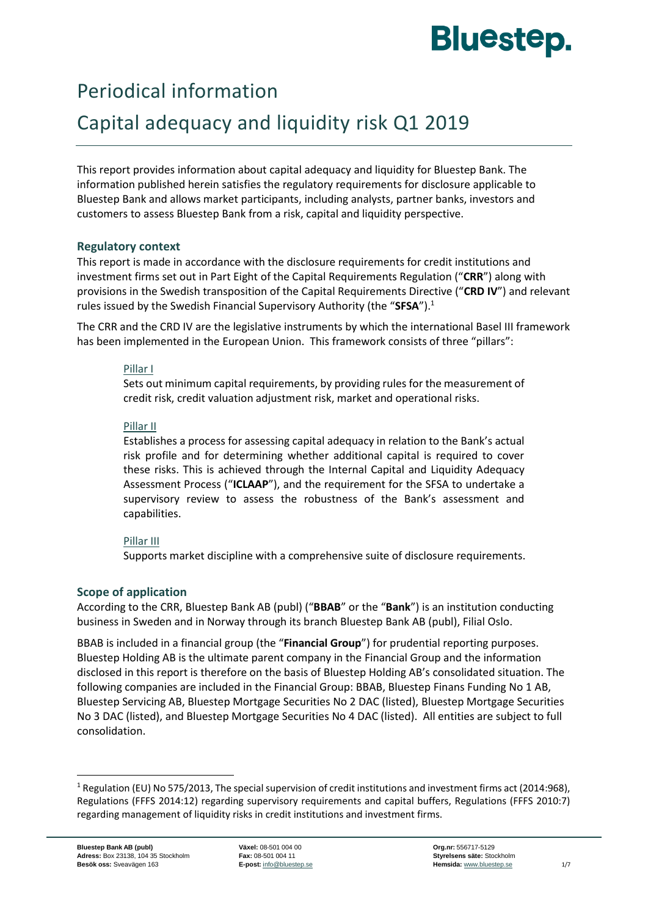# Periodical information

# Capital adequacy and liquidity risk Q1 2019

This report provides information about capital adequacy and liquidity for Bluestep Bank. The information published herein satisfies the regulatory requirements for disclosure applicable to Bluestep Bank and allows market participants, including analysts, partner banks, investors and customers to assess Bluestep Bank from a risk, capital and liquidity perspective.

### Regulatory context

This report is made in accordance with the disclosure requirements for credit institutions and investment firms set out in Part Eight of the Capital Requirements Regulation ("**CRR**") along with provisions in the Swedish transposition of the Capital Requirements Directive ("**CRD IV**") and relevant rules issued by the Swedish Financial Supervisory Authority (the "**SFSA**").[1]

The CRR and the CRD IV are the legislative instruments by which the international Basel III framework has been implemented in the European Union. This framework consists of three "pillars":

<u>Pillar I</u>

Sets out minimum capital requirements, by providing rules for the measurement of credit risk, credit valuation adjustment risk, market and operational risks.

<u>Pillar II</u>

Establishes a process for assessing capital adequacy in relation to the Bank's actual risk profile and for determining whether additional capital is required to cover these risks. This is achieved through the Internal Capital and Liquidity Adequacy Assessment Process ("**ICLAAP**"), and the requirement for the SFSA to undertake a supervisory review to assess the robustness of the Bank's assessment and capabilities.

<u>Pillar III</u>

Supports market discipline with a comprehensive suite of disclosure requirements.

### Scope of application

According to the CRR, Bluestep Bank AB (publ) ("**BBAB**" or the "**Bank**") is an institution conducting business in Sweden and in Norway through its branch Bluestep Bank AB (publ), Filial Oslo.

BBAB is included in a financial group (the "**Financial Group**") for prudential reporting purposes. Bluestep Holding AB is the ultimate parent company in the Financial Group and the information disclosed in this report is therefore on the basis of Bluestep Holding AB's consolidated situation. The following companies are included in the Financial Group: BBAB, Bluestep Finans Funding No 1 AB, Bluestep Servicing AB, Bluestep Mortgage Securities No 2 DAC (listed), Bluestep Mortgage Securities No 3 DAC (listed), and Bluestep Mortgage Securities No 4 DAC (listed). All entities are subject to full consolidation.

[1] Regulation (EU) No 575/2013, The special supervision of credit institutions and investment firms act (2014:968), Regulations (FFFS 2014:12) regarding supervisory requirements and capital buffers, Regulations (FFFS 2010:7) regarding management of liquidity risks in credit institutions and investment firms.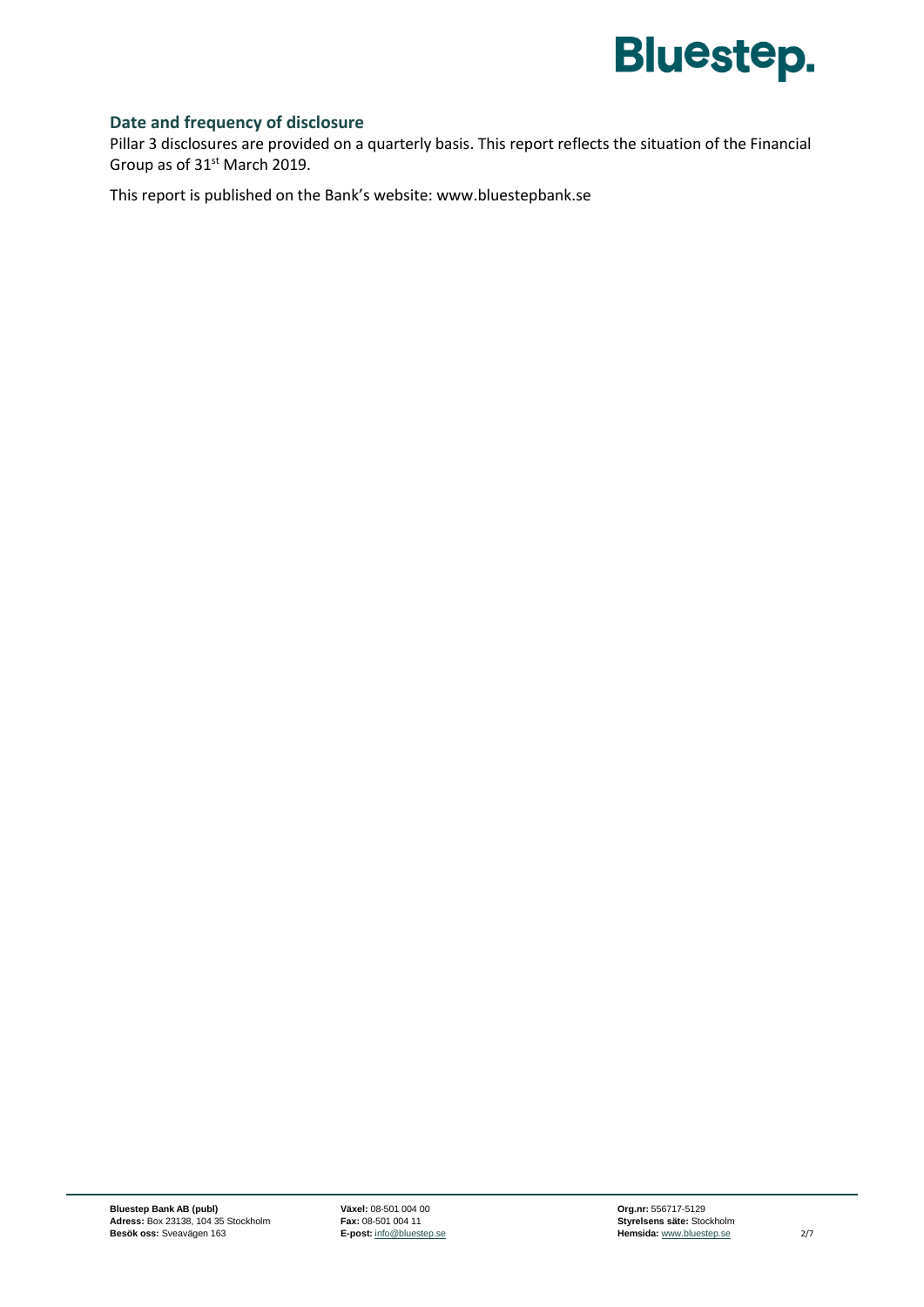## Date and frequency of disclosure

Pillar 3 disclosures are provided on a quarterly basis. This report reflects the situation of the Financial Group as of 31st March 2019.

This report is published on the Bank's website: www.bluestepbank.se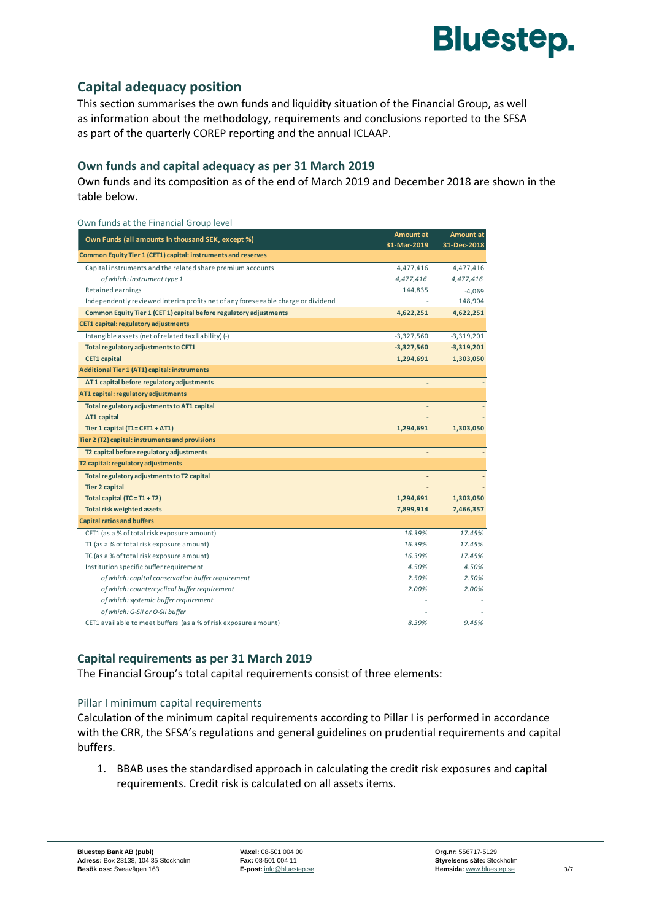## Capital adequacy position

This section summarises the own funds and liquidity situation of the Financial Group, as well as information about the methodology, requirements and conclusions reported to the SFSA as part of the quarterly COREP reporting and the annual ICLAAP.

### Own funds and capital adequacy as per 31 March 2019

Own funds and its composition as of the end of March 2019 and December 2018 are shown in the table below.

Own funds at the Financial Group level

| Own Funds (all amounts in thousand SEK, except %) | Amount at 31-Mar-2019 | Amount at 31-Dec-2018 |
|---|---|---|
| **Common Equity Tier 1 (CET1) capital: instruments and reserves** | | |
| Capital instruments and the related share premium accounts | 4,477,416 | 4,477,416 |
| *of which: instrument type 1* | *4,477,416* | *4,477,416* |
| Retained earnings | 144,835 | -4,069 |
| Independently reviewed interim profits net of any foreseeable charge or dividend | - | 148,904 |
| **Common Equity Tier 1 (CET 1) capital before regulatory adjustments** | **4,622,251** | **4,622,251** |
| **CET1 capital: regulatory adjustments** | | |
| Intangible assets (net of related tax liability) (-) | -3,327,560 | -3,319,201 |
| **Total regulatory adjustments to CET1** | **-3,327,560** | **-3,319,201** |
| **CET1 capital** | **1,294,691** | **1,303,050** |
| **Additional Tier 1 (AT1) capital: instruments** | | |
| **AT 1 capital before regulatory adjustments** | - | - |
| **AT1 capital: regulatory adjustments** | | |
| **Total regulatory adjustments to AT1 capital** | - | - |
| **AT1 capital** | - | - |
| **Tier 1 capital (T1= CET1 + AT1)** | **1,294,691** | **1,303,050** |
| **Tier 2 (T2) capital: instruments and provisions** | | |
| **T2 capital before regulatory adjustments** | - | - |
| **T2 capital: regulatory adjustments** | | |
| **Total regulatory adjustments to T2 capital** | - | - |
| **Tier 2 capital** | - | - |
| **Total capital (TC = T1 + T2)** | **1,294,691** | **1,303,050** |
| **Total risk weighted assets** | **7,899,914** | **7,466,357** |
| **Capital ratios and buffers** | | |
| CET1 (as a % of total risk exposure amount) | 16.39% | 17.45% |
| T1 (as a % of total risk exposure amount) | 16.39% | 17.45% |
| TC (as a % of total risk exposure amount) | 16.39% | 17.45% |
| Institution specific buffer requirement | 4.50% | 4.50% |
| *of which: capital conservation buffer requirement* | 2.50% | 2.50% |
| *of which: countercyclical buffer requirement* | 2.00% | 2.00% |
| *of which: systemic buffer requirement* | - | - |
| *of which: G-SII or O-SII buffer* | - | - |
| CET1 available to meet buffers (as a % of risk exposure amount) | 8.39% | 9.45% |

### Capital requirements as per 31 March 2019

The Financial Group's total capital requirements consist of three elements:

#### Pillar I minimum capital requirements

Calculation of the minimum capital requirements according to Pillar I is performed in accordance with the CRR, the SFSA's regulations and general guidelines on prudential requirements and capital buffers.

1. BBAB uses the standardised approach in calculating the credit risk exposures and capital requirements. Credit risk is calculated on all assets items.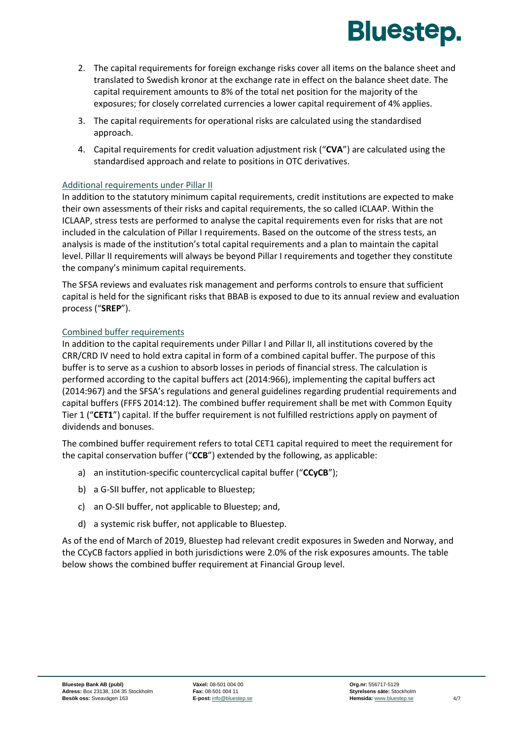2. The capital requirements for foreign exchange risks cover all items on the balance sheet and translated to Swedish kronor at the exchange rate in effect on the balance sheet date. The capital requirement amounts to 8% of the total net position for the majority of the exposures; for closely correlated currencies a lower capital requirement of 4% applies.
3. The capital requirements for operational risks are calculated using the standardised approach.
4. Capital requirements for credit valuation adjustment risk ("**CVA**") are calculated using the standardised approach and relate to positions in OTC derivatives.

### Additional requirements under Pillar II

In addition to the statutory minimum capital requirements, credit institutions are expected to make their own assessments of their risks and capital requirements, the so called ICLAAP. Within the ICLAAP, stress tests are performed to analyse the capital requirements even for risks that are not included in the calculation of Pillar I requirements. Based on the outcome of the stress tests, an analysis is made of the institution's total capital requirements and a plan to maintain the capital level. Pillar II requirements will always be beyond Pillar I requirements and together they constitute the company's minimum capital requirements.

The SFSA reviews and evaluates risk management and performs controls to ensure that sufficient capital is held for the significant risks that BBAB is exposed to due to its annual review and evaluation process ("**SREP**").

### Combined buffer requirements

In addition to the capital requirements under Pillar I and Pillar II, all institutions covered by the CRR/CRD IV need to hold extra capital in form of a combined capital buffer. The purpose of this buffer is to serve as a cushion to absorb losses in periods of financial stress. The calculation is performed according to the capital buffers act (2014:966), implementing the capital buffers act (2014:967) and the SFSA's regulations and general guidelines regarding prudential requirements and capital buffers (FFFS 2014:12). The combined buffer requirement shall be met with Common Equity Tier 1 ("**CET1**") capital. If the buffer requirement is not fulfilled restrictions apply on payment of dividends and bonuses.

The combined buffer requirement refers to total CET1 capital required to meet the requirement for the capital conservation buffer ("**CCB**") extended by the following, as applicable:

a) an institution-specific countercyclical capital buffer ("**CCyCB**");

b) a G-SII buffer, not applicable to Bluestep;

c) an O-SII buffer, not applicable to Bluestep; and,

d) a systemic risk buffer, not applicable to Bluestep.

As of the end of March of 2019, Bluestep had relevant credit exposures in Sweden and Norway, and the CCyCB factors applied in both jurisdictions were 2.0% of the risk exposures amounts. The table below shows the combined buffer requirement at Financial Group level.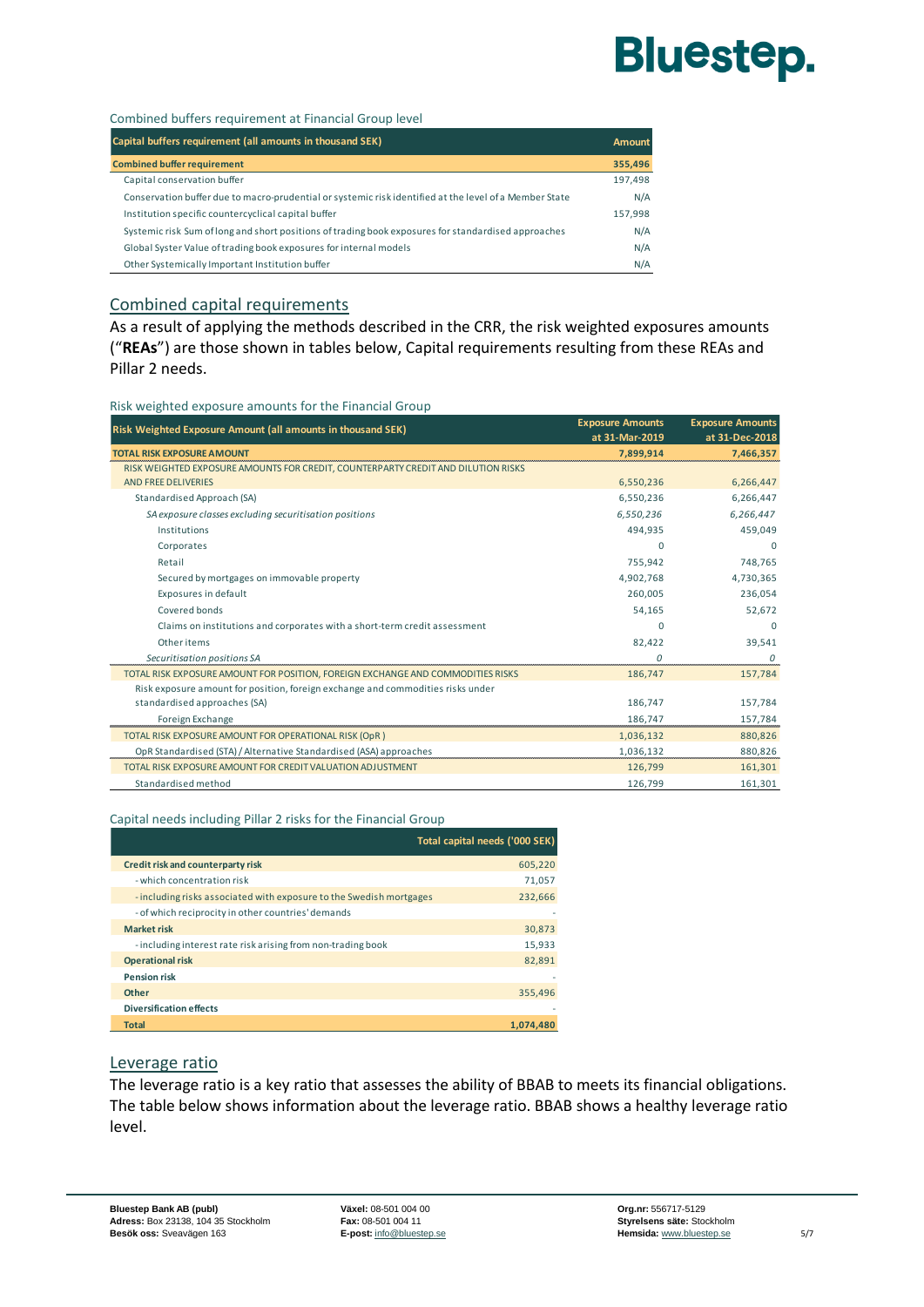Combined buffers requirement at Financial Group level

| Capital buffers requirement (all amounts in thousand SEK) | Amount |
|---|---|
| **Combined buffer requirement** | **355,496** |
| Capital conservation buffer | 197,498 |
| Conservation buffer due to macro-prudential or systemic risk identified at the level of a Member State | N/A |
| Institution specific countercyclical capital buffer | 157,998 |
| Systemic risk Sum of long and short positions of trading book exposures for standardised approaches | N/A |
| Global Syster Value of trading book exposures for internal models | N/A |
| Other Systemically Important Institution buffer | N/A |

## Combined capital requirements

As a result of applying the methods described in the CRR, the risk weighted exposures amounts ("**REAs**") are those shown in tables below, Capital requirements resulting from these REAs and Pillar 2 needs.

Risk weighted exposure amounts for the Financial Group

| Risk Weighted Exposure Amount (all amounts in thousand SEK) | Exposure Amounts at 31-Mar-2019 | Exposure Amounts at 31-Dec-2018 |
|---|---|---|
| **TOTAL RISK EXPOSURE AMOUNT** | **7,899,914** | **7,466,357** |
| RISK WEIGHTED EXPOSURE AMOUNTS FOR CREDIT, COUNTERPARTY CREDIT AND DILUTION RISKS AND FREE DELIVERIES | 6,550,236 | 6,266,447 |
| Standardised Approach (SA) | 6,550,236 | 6,266,447 |
| *SA exposure classes excluding securitisation positions* | *6,550,236* | *6,266,447* |
| Institutions | 494,935 | 459,049 |
| Corporates | 0 | 0 |
| Retail | 755,942 | 748,765 |
| Secured by mortgages on immovable property | 4,902,768 | 4,730,365 |
| Exposures in default | 260,005 | 236,054 |
| Covered bonds | 54,165 | 52,672 |
| Claims on institutions and corporates with a short-term credit assessment | 0 | 0 |
| Other items | 82,422 | 39,541 |
| *Securitisation positions SA* | *0* | *0* |
| TOTAL RISK EXPOSURE AMOUNT FOR POSITION, FOREIGN EXCHANGE AND COMMODITIES RISKS | 186,747 | 157,784 |
| Risk exposure amount for position, foreign exchange and commodities risks under standardised approaches (SA) | 186,747 | 157,784 |
| Foreign Exchange | 186,747 | 157,784 |
| TOTAL RISK EXPOSURE AMOUNT FOR OPERATIONAL RISK (OpR ) | 1,036,132 | 880,826 |
| OpR Standardised (STA) / Alternative Standardised (ASA) approaches | 1,036,132 | 880,826 |
| TOTAL RISK EXPOSURE AMOUNT FOR CREDIT VALUATION ADJUSTMENT | 126,799 | 161,301 |
| Standardised method | 126,799 | 161,301 |

Capital needs including Pillar 2 risks for the Financial Group

| | Total capital needs ('000 SEK) |
|---|---|
| **Credit risk and counterparty risk** | 605,220 |
| - which concentration risk | 71,057 |
| - including risks associated with exposure to the Swedish mortgages | 232,666 |
| - of which reciprocity in other countries' demands | - |
| **Market risk** | 30,873 |
| - including interest rate risk arising from non-trading book | 15,933 |
| **Operational risk** | 82,891 |
| **Pension risk** | - |
| **Other** | 355,496 |
| **Diversification effects** | - |
| **Total** | **1,074,480** |

## Leverage ratio

The leverage ratio is a key ratio that assesses the ability of BBAB to meets its financial obligations. The table below shows information about the leverage ratio. BBAB shows a healthy leverage ratio level.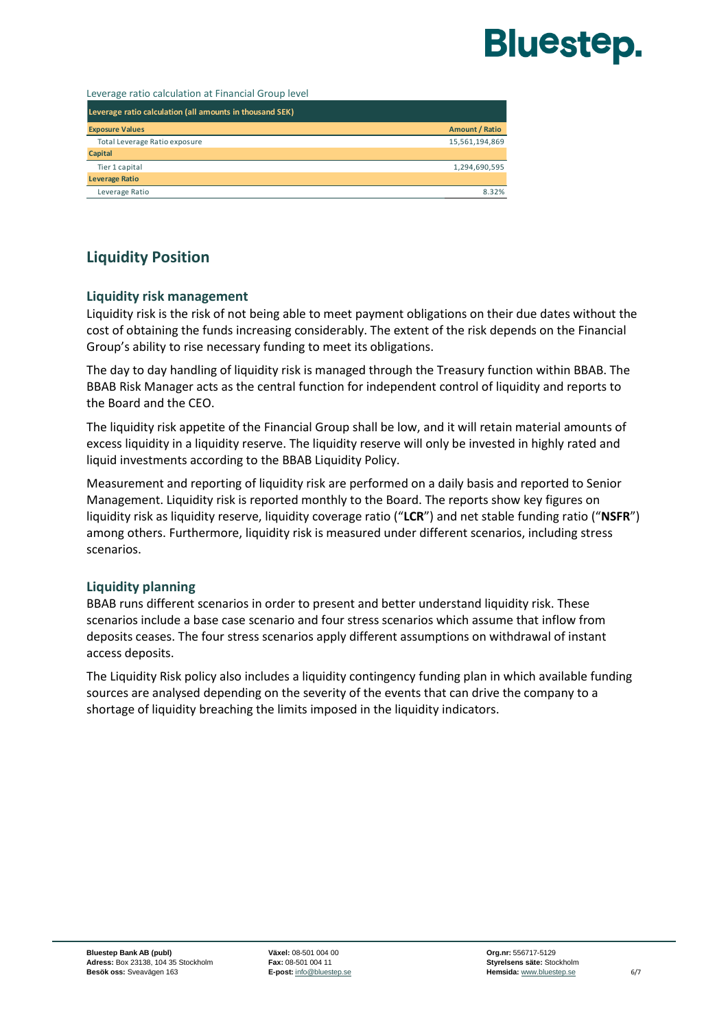Leverage ratio calculation at Financial Group level

| Leverage ratio calculation (all amounts in thousand SEK) | |
|---|---|
| **Exposure Values** | **Amount / Ratio** |
| Total Leverage Ratio exposure | 15,561,194,869 |
| **Capital** | |
| Tier 1 capital | 1,294,690,595 |
| **Leverage Ratio** | |
| Leverage Ratio | 8.32% |

## Liquidity Position

### Liquidity risk management

Liquidity risk is the risk of not being able to meet payment obligations on their due dates without the cost of obtaining the funds increasing considerably. The extent of the risk depends on the Financial Group's ability to rise necessary funding to meet its obligations.

The day to day handling of liquidity risk is managed through the Treasury function within BBAB. The BBAB Risk Manager acts as the central function for independent control of liquidity and reports to the Board and the CEO.

The liquidity risk appetite of the Financial Group shall be low, and it will retain material amounts of excess liquidity in a liquidity reserve. The liquidity reserve will only be invested in highly rated and liquid investments according to the BBAB Liquidity Policy.

Measurement and reporting of liquidity risk are performed on a daily basis and reported to Senior Management. Liquidity risk is reported monthly to the Board. The reports show key figures on liquidity risk as liquidity reserve, liquidity coverage ratio ("**LCR**") and net stable funding ratio ("**NSFR**") among others. Furthermore, liquidity risk is measured under different scenarios, including stress scenarios.

### Liquidity planning

BBAB runs different scenarios in order to present and better understand liquidity risk. These scenarios include a base case scenario and four stress scenarios which assume that inflow from deposits ceases. The four stress scenarios apply different assumptions on withdrawal of instant access deposits.

The Liquidity Risk policy also includes a liquidity contingency funding plan in which available funding sources are analysed depending on the severity of the events that can drive the company to a shortage of liquidity breaching the limits imposed in the liquidity indicators.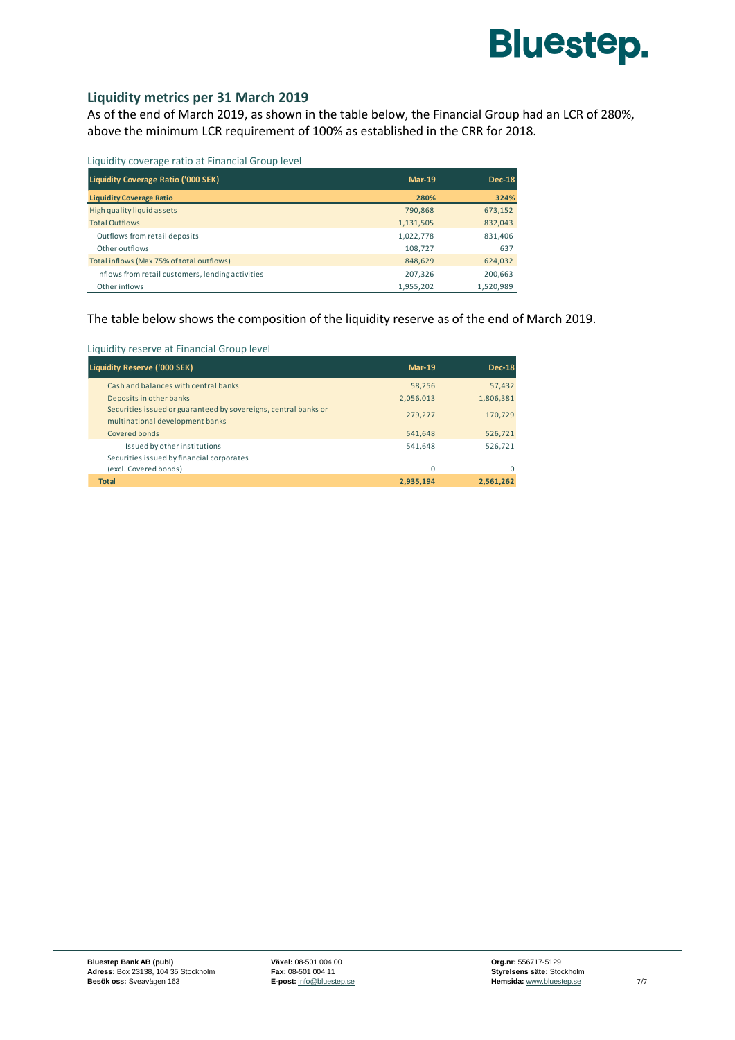## Liquidity metrics per 31 March 2019

As of the end of March 2019, as shown in the table below, the Financial Group had an LCR of 280%, above the minimum LCR requirement of 100% as established in the CRR for 2018.

Liquidity coverage ratio at Financial Group level

| Liquidity Coverage Ratio ('000 SEK) | Mar-19 | Dec-18 |
|---|---|---|
| **Liquidity Coverage Ratio** | **280%** | **324%** |
| High quality liquid assets | 790,868 | 673,152 |
| Total Outflows | 1,131,505 | 832,043 |
| Outflows from retail deposits | 1,022,778 | 831,406 |
| Other outflows | 108,727 | 637 |
| Total inflows (Max 75% of total outflows) | 848,629 | 624,032 |
| Inflows from retail customers, lending activities | 207,326 | 200,663 |
| Other inflows | 1,955,202 | 1,520,989 |

The table below shows the composition of the liquidity reserve as of the end of March 2019.

Liquidity reserve at Financial Group level

| Liquidity Reserve ('000 SEK) | Mar-19 | Dec-18 |
|---|---|---|
| Cash and balances with central banks | 58,256 | 57,432 |
| Deposits in other banks | 2,056,013 | 1,806,381 |
| Securities issued or guaranteed by sovereigns, central banks or multinational development banks | 279,277 | 170,729 |
| Covered bonds | 541,648 | 526,721 |
| Issued by other institutions | 541,648 | 526,721 |
| Securities issued by financial corporates (excl. Covered bonds) | 0 | 0 |
| **Total** | **2,935,194** | **2,561,262** |

**Bluestep Bank AB (publ)**
**Adress:** Box 23138, 104 35 Stockholm
**Besök oss:** Sveavägen 163

**Växel:** 08-501 004 00
**Fax:** 08-501 004 11
**E-post:** info@bluestep.se

**Org.nr:** 556717-5129
**Styrelsens säte:** Stockholm
**Hemsida:** www.bluestep.se